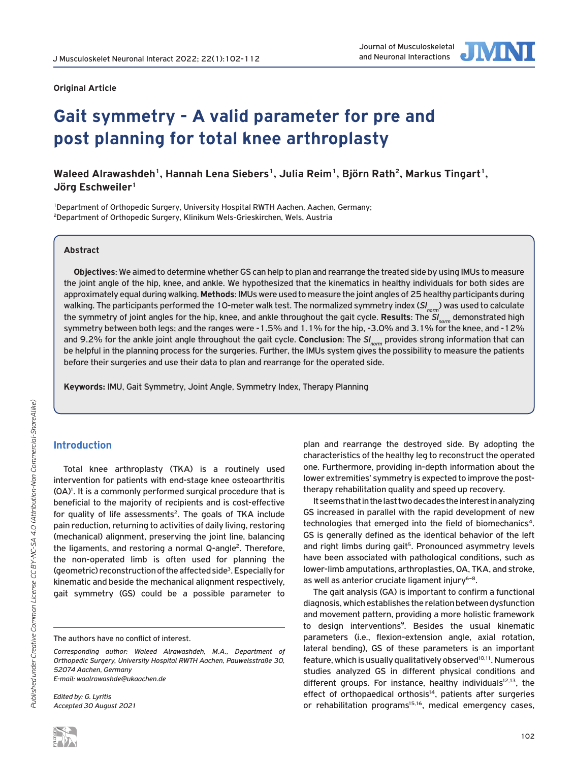Original Article

# Gait symmetry - A valid parameter for pre and post planning for total knee arthroplasty

**Waleed Alrawashdeh[1], Hannah Lena Siebers[1], Julia Reim[1], Björn Rath[2], Markus Tingart[1], Jörg Eschweiler[1]**

[1]Department of Orthopedic Surgery, University Hospital RWTH Aachen, Aachen, Germany;
[2]Department of Orthopedic Surgery, Klinikum Wels-Grieskirchen, Wels, Austria

## Abstract

**Objectives**: We aimed to determine whether GS can help to plan and rearrange the treated side by using IMUs to measure the joint angle of the hip, knee, and ankle. We hypothesized that the kinematics in healthy individuals for both sides are approximately equal during walking. **Methods**: IMUs were used to measure the joint angles of 25 healthy participants during walking. The participants performed the 10-meter walk test. The normalized symmetry index ($SI_{norm}$) was used to calculate the symmetry of joint angles for the hip, knee, and ankle throughout the gait cycle. **Results**: The $SI_{norm}$ demonstrated high symmetry between both legs; and the ranges were -1.5% and 1.1% for the hip, -3.0% and 3.1% for the knee, and -12% and 9.2% for the ankle joint angle throughout the gait cycle. **Conclusion**: The $SI_{norm}$ provides strong information that can be helpful in the planning process for the surgeries. Further, the IMUs system gives the possibility to measure the patients before their surgeries and use their data to plan and rearrange for the operated side.

**Keywords:** IMU, Gait Symmetry, Joint Angle, Symmetry Index, Therapy Planning

## Introduction

Total knee arthroplasty (TKA) is a routinely used intervention for patients with end-stage knee osteoarthritis (OA)[1]. It is a commonly performed surgical procedure that is beneficial to the majority of recipients and is cost-effective for quality of life assessments[2]. The goals of TKA include pain reduction, returning to activities of daily living, restoring (mechanical) alignment, preserving the joint line, balancing the ligaments, and restoring a normal Q-angle[2]. Therefore, the non-operated limb is often used for planning the (geometric) reconstruction of the affected side[3]. Especially for kinematic and beside the mechanical alignment respectively, gait symmetry (GS) could be a possible parameter to plan and rearrange the destroyed side. By adopting the characteristics of the healthy leg to reconstruct the operated one. Furthermore, providing in-depth information about the lower extremities' symmetry is expected to improve the post-therapy rehabilitation quality and speed up recovery.

It seems that in the last two decades the interest in analyzing GS increased in parallel with the rapid development of new technologies that emerged into the field of biomechanics[4]. GS is generally defined as the identical behavior of the left and right limbs during gait[5]. Pronounced asymmetry levels have been associated with pathological conditions, such as lower-limb amputations, arthroplasties, OA, TKA, and stroke, as well as anterior cruciate ligament injury[6–8].

The gait analysis (GA) is important to confirm a functional diagnosis, which establishes the relation between dysfunction and movement pattern, providing a more holistic framework to design interventions[9]. Besides the usual kinematic parameters (i.e., flexion-extension angle, axial rotation, lateral bending), GS of these parameters is an important feature, which is usually qualitatively observed[10,11]. Numerous studies analyzed GS in different physical conditions and different groups. For instance, healthy individuals[12,13], the effect of orthopaedical orthosis[14], patients after surgeries or rehabilitation programs[15,16], medical emergency cases,

The authors have no conflict of interest.

*Corresponding author: Waleed Alrawashdeh, M.A., Department of Orthopedic Surgery, University Hospital RWTH Aachen, Pauwelsstraße 30, 52074 Aachen, Germany*
*E-mail: waalrawashde@ukaachen.de*

*Edited by: G. Lyritis*
*Accepted 30 August 2021*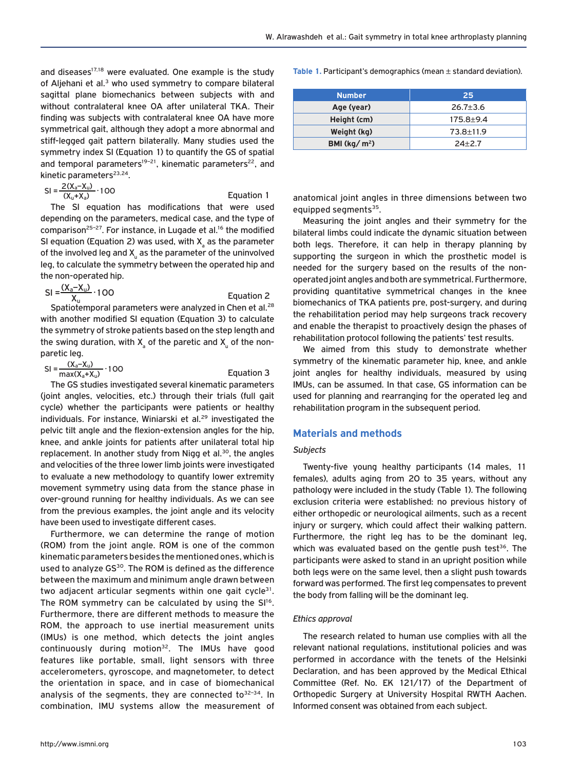and diseases[17,18] were evaluated. One example is the study of Aljehani et al.[3] who used symmetry to compare bilateral sagittal plane biomechanics between subjects with and without contralateral knee OA after unilateral TKA. Their finding was subjects with contralateral knee OA have more symmetrical gait, although they adopt a more abnormal and stiff-legged gait pattern bilaterally. Many studies used the symmetry index SI (Equation 1) to quantify the GS of spatial and temporal parameters[19–21], kinematic parameters[22], and kinetic parameters[23,24].

$$SI = \frac{2(X_a - X_u)}{(X_u + X_a)} \cdot 100 \qquad \text{Equation 1}$$

The SI equation has modifications that were used depending on the parameters, medical case, and the type of comparison[25–27]. For instance, in Lugade et al.[16] the modified SI equation (Equation 2) was used, with $X_a$ as the parameter of the involved leg and $X_u$ as the parameter of the uninvolved leg, to calculate the symmetry between the operated hip and the non-operated hip.

$$SI = \frac{(X_a - X_u)}{X_u} \cdot 100 \qquad \text{Equation 2}$$

Spatiotemporal parameters were analyzed in Chen et al.[28] with another modified SI equation (Equation 3) to calculate the symmetry of stroke patients based on the step length and the swing duration, with $X_a$ of the paretic and $X_u$ of the non-paretic leg.

$$SI = \frac{(X_a - X_u)}{\max(X_a + X_u)} \cdot 100 \qquad \text{Equation 3}$$

The GS studies investigated several kinematic parameters (joint angles, velocities, etc.) through their trials (full gait cycle) whether the participants were patients or healthy individuals. For instance, Winiarski et al.[29] investigated the pelvic tilt angle and the flexion-extension angles for the hip, knee, and ankle joints for patients after unilateral total hip replacement. In another study from Nigg et al.[30], the angles and velocities of the three lower limb joints were investigated to evaluate a new methodology to quantify lower extremity movement symmetry using data from the stance phase in over-ground running for healthy individuals. As we can see from the previous examples, the joint angle and its velocity have been used to investigate different cases.

Furthermore, we can determine the range of motion (ROM) from the joint angle. ROM is one of the common kinematic parameters besides the mentioned ones, which is used to analyze GS[30]. The ROM is defined as the difference between the maximum and minimum angle drawn between two adjacent articular segments within one gait cycle[31]. The ROM symmetry can be calculated by using the SI[16]. Furthermore, there are different methods to measure the ROM, the approach to use inertial measurement units (IMUs) is one method, which detects the joint angles continuously during motion[32]. The IMUs have good features like portable, small, light sensors with three accelerometers, gyroscope, and magnetometer, to detect the orientation in space, and in case of biomechanical analysis of the segments, they are connected to[32–34]. In combination, IMU systems allow the measurement of anatomical joint angles in three dimensions between two equipped segments[35].

**Table 1.** Participant's demographics (mean ± standard deviation).

| Number | 25 |
|---|---|
| Age (year) | 26.7±3.6 |
| Height (cm) | 175.8±9.4 |
| Weight (kg) | 73.8±11.9 |
| BMI (kg/ m²) | 24±2.7 |

Measuring the joint angles and their symmetry for the bilateral limbs could indicate the dynamic situation between both legs. Therefore, it can help in therapy planning by supporting the surgeon in which the prosthetic model is needed for the surgery based on the results of the non-operated joint angles and both are symmetrical. Furthermore, providing quantitative symmetrical changes in the knee biomechanics of TKA patients pre, post-surgery, and during the rehabilitation period may help surgeons track recovery and enable the therapist to proactively design the phases of rehabilitation protocol following the patients' test results.

We aimed from this study to demonstrate whether symmetry of the kinematic parameter hip, knee, and ankle joint angles for healthy individuals, measured by using IMUs, can be assumed. In that case, GS information can be used for planning and rearranging for the operated leg and rehabilitation program in the subsequent period.

## Materials and methods

### *Subjects*

Twenty-five young healthy participants (14 males, 11 females), adults aging from 20 to 35 years, without any pathology were included in the study (Table 1). The following exclusion criteria were established: no previous history of either orthopedic or neurological ailments, such as a recent injury or surgery, which could affect their walking pattern. Furthermore, the right leg has to be the dominant leg, which was evaluated based on the gentle push test[36]. The participants were asked to stand in an upright position while both legs were on the same level, then a slight push towards forward was performed. The first leg compensates to prevent the body from falling will be the dominant leg.

### *Ethics approval*

The research related to human use complies with all the relevant national regulations, institutional policies and was performed in accordance with the tenets of the Helsinki Declaration, and has been approved by the Medical Ethical Committee (Ref. No. EK 121/17) of the Department of Orthopedic Surgery at University Hospital RWTH Aachen. Informed consent was obtained from each subject.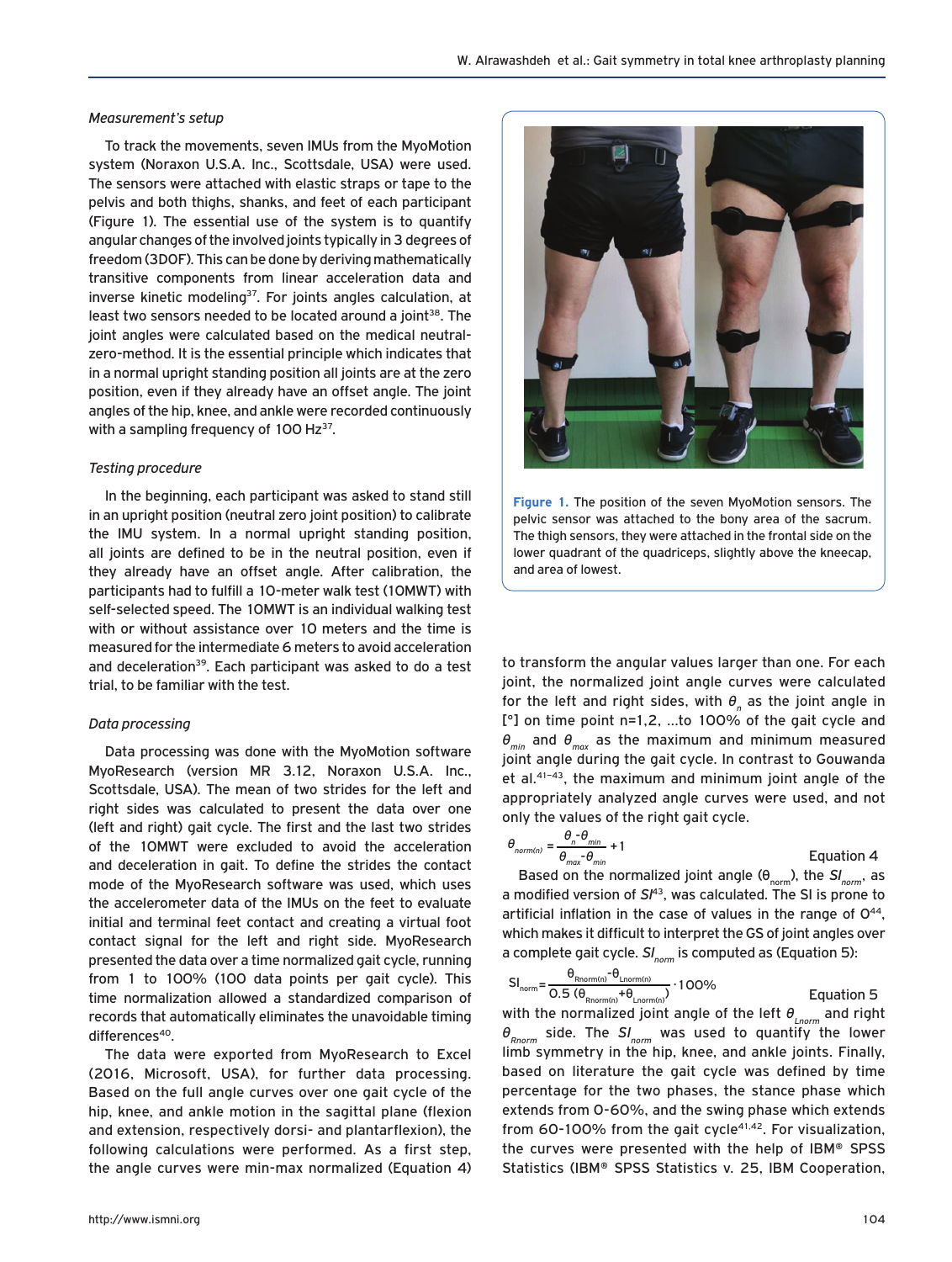### *Measurement's setup*

To track the movements, seven IMUs from the MyoMotion system (Noraxon U.S.A. Inc., Scottsdale, USA) were used. The sensors were attached with elastic straps or tape to the pelvis and both thighs, shanks, and feet of each participant (Figure 1). The essential use of the system is to quantify angular changes of the involved joints typically in 3 degrees of freedom (3DOF). This can be done by deriving mathematically transitive components from linear acceleration data and inverse kinetic modeling[37]. For joints angles calculation, at least two sensors needed to be located around a joint[38]. The joint angles were calculated based on the medical neutral-zero-method. It is the essential principle which indicates that in a normal upright standing position all joints are at the zero position, even if they already have an offset angle. The joint angles of the hip, knee, and ankle were recorded continuously with a sampling frequency of 100 Hz[37].

### *Testing procedure*

In the beginning, each participant was asked to stand still in an upright position (neutral zero joint position) to calibrate the IMU system. In a normal upright standing position, all joints are defined to be in the neutral position, even if they already have an offset angle. After calibration, the participants had to fulfill a 10-meter walk test (10MWT) with self-selected speed. The 10MWT is an individual walking test with or without assistance over 10 meters and the time is measured for the intermediate 6 meters to avoid acceleration and deceleration[39]. Each participant was asked to do a test trial, to be familiar with the test.

### *Data processing*

Data processing was done with the MyoMotion software MyoResearch (version MR 3.12, Noraxon U.S.A. Inc., Scottsdale, USA). The mean of two strides for the left and right sides was calculated to present the data over one (left and right) gait cycle. The first and the last two strides of the 10MWT were excluded to avoid the acceleration and deceleration in gait. To define the strides the contact mode of the MyoResearch software was used, which uses the accelerometer data of the IMUs on the feet to evaluate initial and terminal feet contact and creating a virtual foot contact signal for the left and right side. MyoResearch presented the data over a time normalized gait cycle, running from 1 to 100% (100 data points per gait cycle). This time normalization allowed a standardized comparison of records that automatically eliminates the unavoidable timing differences[40].

The data were exported from MyoResearch to Excel (2016, Microsoft, USA), for further data processing. Based on the full angle curves over one gait cycle of the hip, knee, and ankle motion in the sagittal plane (flexion and extension, respectively dorsi- and plantarflexion), the following calculations were performed. As a first step, the angle curves were min-max normalized (Equation 4) to transform the angular values larger than one. For each joint, the normalized joint angle curves were calculated for the left and right sides, with $\theta_n$ as the joint angle in [°] on time point n=1,2, ...to 100% of the gait cycle and $\theta_{min}$ and $\theta_{max}$ as the maximum and minimum measured joint angle during the gait cycle. In contrast to Gouwanda et al.[41–43], the maximum and minimum joint angle of the appropriately analyzed angle curves were used, and not only the values of the right gait cycle.

$$\theta_{norm(n)} = \frac{\theta_n - \theta_{min}}{\theta_{max} - \theta_{min}} + 1 \qquad \text{Equation 4}$$

Based on the normalized joint angle ($\theta_{norm}$), the $SI_{norm}$, as a modified version of $SI$[43], was calculated. The SI is prone to artificial inflation in the case of values in the range of 0[44], which makes it difficult to interpret the GS of joint angles over a complete gait cycle. $SI_{norm}$ is computed as (Equation 5):

$$SI_{norm} = \frac{\theta_{Rnorm(n)} - \theta_{Lnorm(n)}}{0.5\,(\theta_{Rnorm(n)} + \theta_{Lnorm(n)})} \cdot 100\% \qquad \text{Equation 5}$$

with the normalized joint angle of the left $\theta_{Lnorm}$ and right $\theta_{Rnorm}$ side. The $SI_{norm}$ was used to quantify the lower limb symmetry in the hip, knee, and ankle joints. Finally, based on literature the gait cycle was defined by time percentage for the two phases, the stance phase which extends from 0-60%, and the swing phase which extends from 60-100% from the gait cycle[41,42]. For visualization, the curves were presented with the help of IBM® SPSS Statistics (IBM® SPSS Statistics v. 25, IBM Cooperation,

**Figure 1.** The position of the seven MyoMotion sensors. The pelvic sensor was attached to the bony area of the sacrum. The thigh sensors, they were attached in the frontal side on the lower quadrant of the quadriceps, slightly above the kneecap, and area of lowest.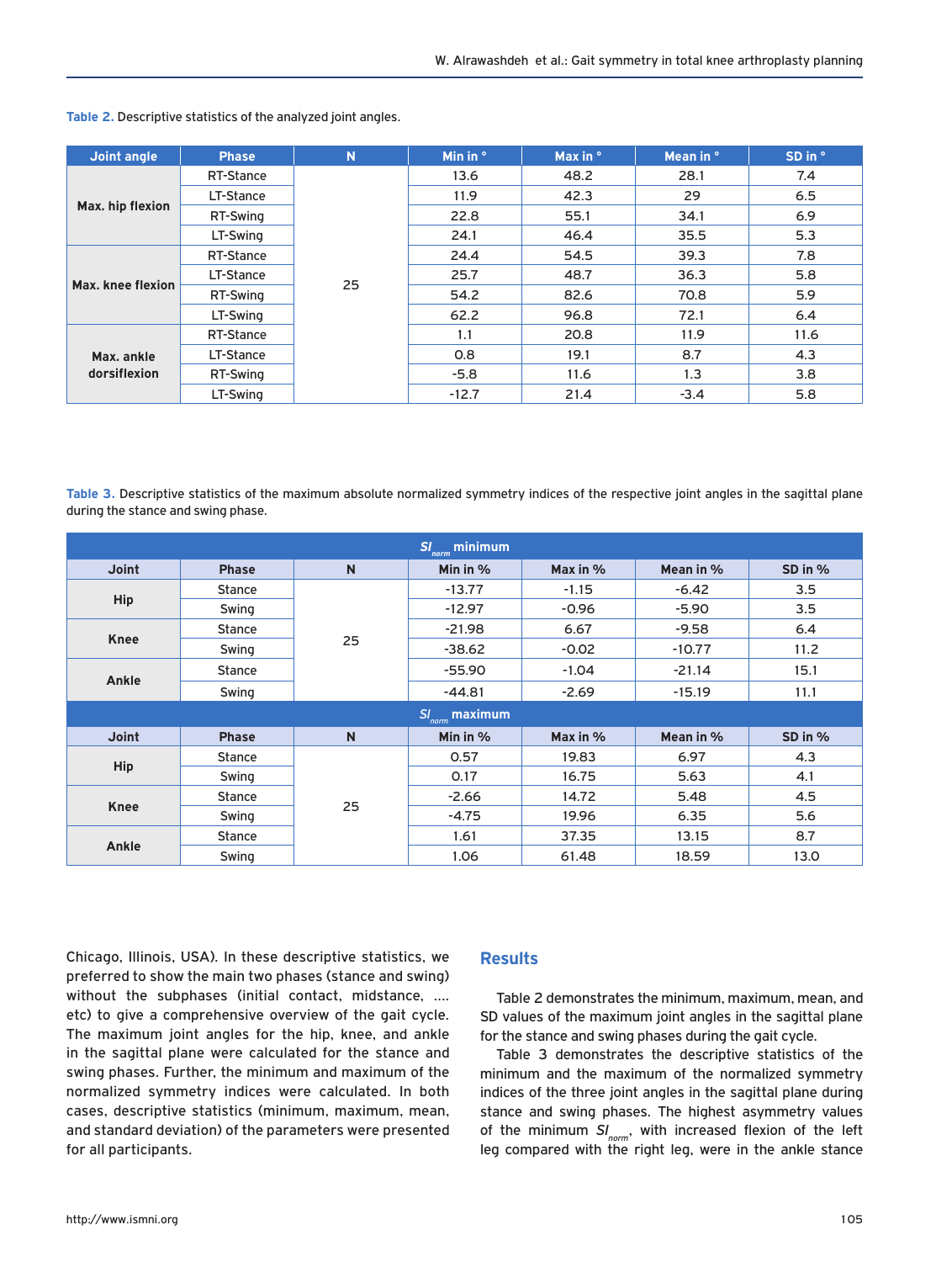Table 2. Descriptive statistics of the analyzed joint angles.

| Joint angle | Phase | N | Min in ° | Max in ° | Mean in ° | SD in ° |
|---|---|---|---|---|---|---|
| Max. hip flexion | RT-Stance | 25 | 13.6 | 48.2 | 28.1 | 7.4 |
| | LT-Stance | | 11.9 | 42.3 | 29 | 6.5 |
| | RT-Swing | | 22.8 | 55.1 | 34.1 | 6.9 |
| | LT-Swing | | 24.1 | 46.4 | 35.5 | 5.3 |
| Max. knee flexion | RT-Stance | | 24.4 | 54.5 | 39.3 | 7.8 |
| | LT-Stance | | 25.7 | 48.7 | 36.3 | 5.8 |
| | RT-Swing | | 54.2 | 82.6 | 70.8 | 5.9 |
| | LT-Swing | | 62.2 | 96.8 | 72.1 | 6.4 |
| Max. ankle dorsiflexion | RT-Stance | | 1.1 | 20.8 | 11.9 | 11.6 |
| | LT-Stance | | 0.8 | 19.1 | 8.7 | 4.3 |
| | RT-Swing | | -5.8 | 11.6 | 1.3 | 3.8 |
| | LT-Swing | | -12.7 | 21.4 | -3.4 | 5.8 |

Table 3. Descriptive statistics of the maximum absolute normalized symmetry indices of the respective joint angles in the sagittal plane during the stance and swing phase.

| $SI_{norm}$ minimum | | | | | | |
|---|---|---|---|---|---|---|
| **Joint** | **Phase** | **N** | **Min in %** | **Max in %** | **Mean in %** | **SD in %** |
| Hip | Stance | 25 | -13.77 | -1.15 | -6.42 | 3.5 |
| | Swing | | -12.97 | -0.96 | -5.90 | 3.5 |
| Knee | Stance | | -21.98 | 6.67 | -9.58 | 6.4 |
| | Swing | | -38.62 | -0.02 | -10.77 | 11.2 |
| Ankle | Stance | | -55.90 | -1.04 | -21.14 | 15.1 |
| | Swing | | -44.81 | -2.69 | -15.19 | 11.1 |
| **$SI_{norm}$ maximum** | | | | | | |
| **Joint** | **Phase** | **N** | **Min in %** | **Max in %** | **Mean in %** | **SD in %** |
| Hip | Stance | 25 | 0.57 | 19.83 | 6.97 | 4.3 |
| | Swing | | 0.17 | 16.75 | 5.63 | 4.1 |
| Knee | Stance | | -2.66 | 14.72 | 5.48 | 4.5 |
| | Swing | | -4.75 | 19.96 | 6.35 | 5.6 |
| Ankle | Stance | | 1.61 | 37.35 | 13.15 | 8.7 |
| | Swing | | 1.06 | 61.48 | 18.59 | 13.0 |

Chicago, Illinois, USA). In these descriptive statistics, we preferred to show the main two phases (stance and swing) without the subphases (initial contact, midstance, .... etc) to give a comprehensive overview of the gait cycle. The maximum joint angles for the hip, knee, and ankle in the sagittal plane were calculated for the stance and swing phases. Further, the minimum and maximum of the normalized symmetry indices were calculated. In both cases, descriptive statistics (minimum, maximum, mean, and standard deviation) of the parameters were presented for all participants.

## Results

Table 2 demonstrates the minimum, maximum, mean, and SD values of the maximum joint angles in the sagittal plane for the stance and swing phases during the gait cycle.

Table 3 demonstrates the descriptive statistics of the minimum and the maximum of the normalized symmetry indices of the three joint angles in the sagittal plane during stance and swing phases. The highest asymmetry values of the minimum $SI_{norm}$, with increased flexion of the left leg compared with the right leg, were in the ankle stance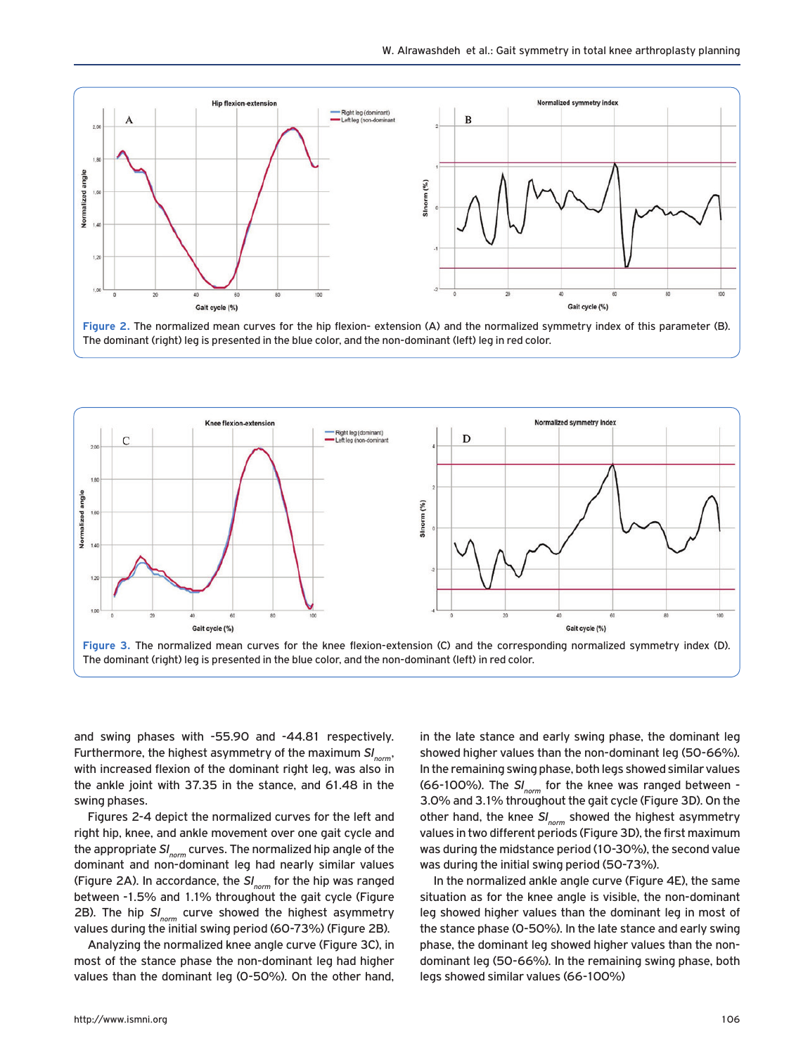Figure 2. The normalized mean curves for the hip flexion- extension (A) and the normalized symmetry index of this parameter (B). The dominant (right) leg is presented in the blue color, and the non-dominant (left) leg in red color.

Figure 3. The normalized mean curves for the knee flexion-extension (C) and the corresponding normalized symmetry index (D). The dominant (right) leg is presented in the blue color, and the non-dominant (left) leg in red color.

and swing phases with -55.90 and -44.81 respectively. Furthermore, the highest asymmetry of the maximum $SI_{norm}$, with increased flexion of the dominant right leg, was also in the ankle joint with 37.35 in the stance, and 61.48 in the swing phases.

Figures 2-4 depict the normalized curves for the left and right hip, knee, and ankle movement over one gait cycle and the appropriate $SI_{norm}$ curves. The normalized hip angle of the dominant and non-dominant leg had nearly similar values (Figure 2A). In accordance, the $SI_{norm}$ for the hip was ranged between -1.5% and 1.1% throughout the gait cycle (Figure 2B). The hip $SI_{norm}$ curve showed the highest asymmetry values during the initial swing period (60-73%) (Figure 2B).

Analyzing the normalized knee angle curve (Figure 3C), in most of the stance phase the non-dominant leg had higher values than the dominant leg (0-50%). On the other hand, in the late stance and early swing phase, the dominant leg showed higher values than the non-dominant leg (50-66%). In the remaining swing phase, both legs showed similar values (66-100%). The $SI_{norm}$ for the knee was ranged between -3.0% and 3.1% throughout the gait cycle (Figure 3D). On the other hand, the knee $SI_{norm}$ showed the highest asymmetry values in two different periods (Figure 3D), the first maximum was during the midstance period (10-30%), the second value was during the initial swing period (50-73%).

In the normalized ankle angle curve (Figure 4E), the same situation as for the knee angle is visible, the non-dominant leg showed higher values than the dominant leg in most of the stance phase (0-50%). In the late stance and early swing phase, the dominant leg showed higher values than the non-dominant leg (50-66%). In the remaining swing phase, both legs showed similar values (66-100%)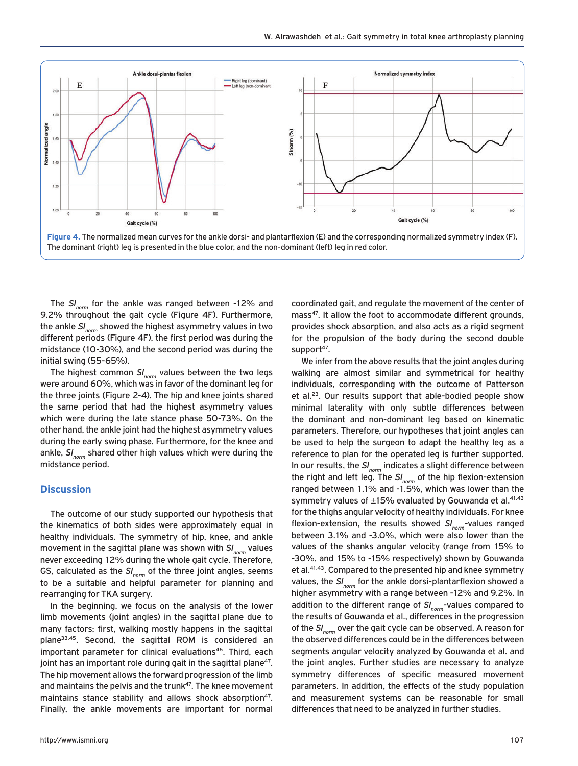Figure 4. The normalized mean curves for the ankle dorsi- and plantarflexion (E) and the corresponding normalized symmetry index (F). The dominant (right) leg is presented in the blue color, and the non-dominant (left) leg in red color.

The $SI_{norm}$ for the ankle was ranged between -12% and 9.2% throughout the gait cycle (Figure 4F). Furthermore, the ankle $SI_{norm}$ showed the highest asymmetry values in two different periods (Figure 4F), the first period was during the midstance (10-30%), and the second period was during the initial swing (55-65%).

The highest common $SI_{norm}$ values between the two legs were around 60%, which was in favor of the dominant leg for the three joints (Figure 2-4). The hip and knee joints shared the same period that had the highest asymmetry values which were during the late stance phase 50-73%. On the other hand, the ankle joint had the highest asymmetry values during the early swing phase. Furthermore, for the knee and ankle, $SI_{norm}$ shared other high values which were during the midstance period.

## Discussion

The outcome of our study supported our hypothesis that the kinematics of both sides were approximately equal in healthy individuals. The symmetry of hip, knee, and ankle movement in the sagittal plane was shown with $SI_{norm}$ values never exceeding 12% during the whole gait cycle. Therefore, GS, calculated as the $SI_{norm}$ of the three joint angles, seems to be a suitable and helpful parameter for planning and rearranging for TKA surgery.

In the beginning, we focus on the analysis of the lower limb movements (joint angles) in the sagittal plane due to many factors; first, walking mostly happens in the sagittal plane[33,45]. Second, the sagittal ROM is considered an important parameter for clinical evaluations[46]. Third, each joint has an important role during gait in the sagittal plane[47]. The hip movement allows the forward progression of the limb and maintains the pelvis and the trunk[47]. The knee movement maintains stance stability and allows shock absorption[47]. Finally, the ankle movements are important for normal coordinated gait, and regulate the movement of the center of mass[47]. It allow the foot to accommodate different grounds, provides shock absorption, and also acts as a rigid segment for the propulsion of the body during the second double support[47].

We infer from the above results that the joint angles during walking are almost similar and symmetrical for healthy individuals, corresponding with the outcome of Patterson et al.[23]. Our results support that able-bodied people show minimal laterality with only subtle differences between the dominant and non-dominant leg based on kinematic parameters. Therefore, our hypotheses that joint angles can be used to help the surgeon to adapt the healthy leg as a reference to plan for the operated leg is further supported. In our results, the $SI_{norm}$ indicates a slight difference between the right and left leg. The $SI_{norm}$ of the hip flexion-extension ranged between 1.1% and -1.5%, which was lower than the symmetry values of ±15% evaluated by Gouwanda et al.[41,43] for the thighs angular velocity of healthy individuals. For knee flexion-extension, the results showed $SI_{norm}$-values ranged between 3.1% and -3.0%, which were also lower than the values of the shanks angular velocity (range from 15% to -30%, and 15% to -15% respectively) shown by Gouwanda et al.[41,43]. Compared to the presented hip and knee symmetry values, the $SI_{norm}$ for the ankle dorsi-plantarflexion showed a higher asymmetry with a range between -12% and 9.2%. In addition to the different range of $SI_{norm}$-values compared to the results of Gouwanda et al., differences in the progression of the $SI_{norm}$ over the gait cycle can be observed. A reason for the observed differences could be in the differences between segments angular velocity analyzed by Gouwanda et al. and the joint angles. Further studies are necessary to analyze symmetry differences of specific measured movement parameters. In addition, the effects of the study population and measurement systems can be reasonable for small differences that need to be analyzed in further studies.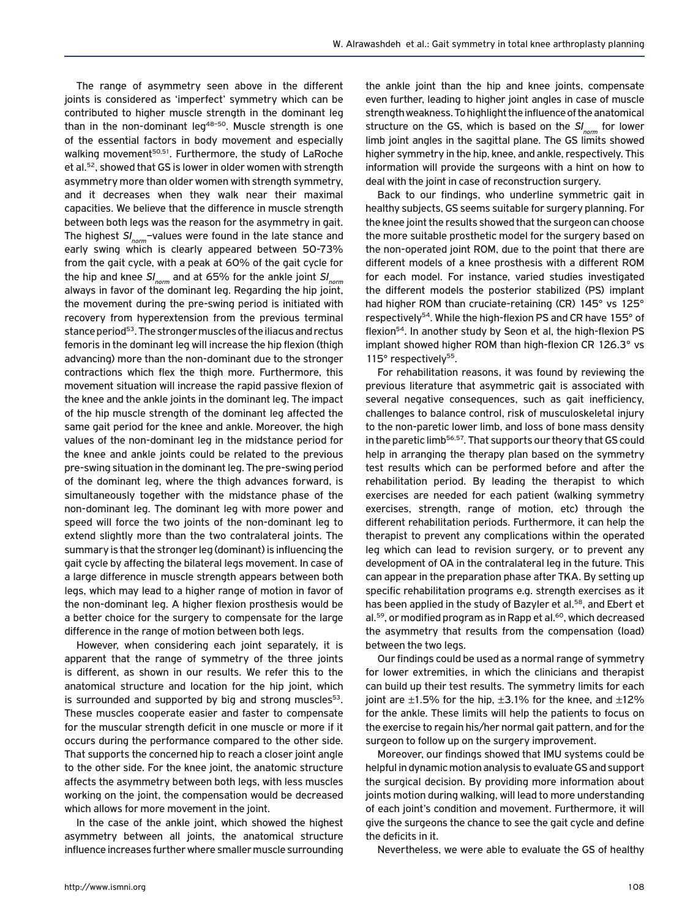The range of asymmetry seen above in the different joints is considered as 'imperfect' symmetry which can be contributed to higher muscle strength in the dominant leg than in the non-dominant leg[48–50]. Muscle strength is one of the essential factors in body movement and especially walking movement[50,51]. Furthermore, the study of LaRoche et al.[52], showed that GS is lower in older women with strength asymmetry more than older women with strength symmetry, and it decreases when they walk near their maximal capacities. We believe that the difference in muscle strength between both legs was the reason for the asymmetry in gait. The highest $SI_{norm}$–values were found in the late stance and early swing which is clearly appeared between 50-73% from the gait cycle, with a peak at 60% of the gait cycle for the hip and knee $SI_{norm}$ and at 65% for the ankle joint $SI_{norm}$ always in favor of the dominant leg. Regarding the hip joint, the movement during the pre-swing period is initiated with recovery from hyperextension from the previous terminal stance period[53]. The stronger muscles of the iliacus and rectus femoris in the dominant leg will increase the hip flexion (thigh advancing) more than the non-dominant due to the stronger contractions which flex the thigh more. Furthermore, this movement situation will increase the rapid passive flexion of the knee and the ankle joints in the dominant leg. The impact of the hip muscle strength of the dominant leg affected the same gait period for the knee and ankle. Moreover, the high values of the non-dominant leg in the midstance period for the knee and ankle joints could be related to the previous pre-swing situation in the dominant leg. The pre-swing period of the dominant leg, where the thigh advances forward, is simultaneously together with the midstance phase of the non-dominant leg. The dominant leg with more power and speed will force the two joints of the non-dominant leg to extend slightly more than the two contralateral joints. The summary is that the stronger leg (dominant) is influencing the gait cycle by affecting the bilateral legs movement. In case of a large difference in muscle strength appears between both legs, which may lead to a higher range of motion in favor of the non-dominant leg. A higher flexion prosthesis would be a better choice for the surgery to compensate for the large difference in the range of motion between both legs.

However, when considering each joint separately, it is apparent that the range of symmetry of the three joints is different, as shown in our results. We refer this to the anatomical structure and location for the hip joint, which is surrounded and supported by big and strong muscles[53]. These muscles cooperate easier and faster to compensate for the muscular strength deficit in one muscle or more if it occurs during the performance compared to the other side. That supports the concerned hip to reach a closer joint angle to the other side. For the knee joint, the anatomic structure affects the asymmetry between both legs, with less muscles working on the joint, the compensation would be decreased which allows for more movement in the joint.

In the case of the ankle joint, which showed the highest asymmetry between all joints, the anatomical structure influence increases further where smaller muscle surrounding the ankle joint than the hip and knee joints, compensate even further, leading to higher joint angles in case of muscle strength weakness. To highlight the influence of the anatomical structure on the GS, which is based on the $SI_{norm}$ for lower limb joint angles in the sagittal plane. The GS limits showed higher symmetry in the hip, knee, and ankle, respectively. This information will provide the surgeons with a hint on how to deal with the joint in case of reconstruction surgery.

Back to our findings, who underline symmetric gait in healthy subjects, GS seems suitable for surgery planning. For the knee joint the results showed that the surgeon can choose the more suitable prosthetic model for the surgery based on the non-operated joint ROM, due to the point that there are different models of a knee prosthesis with a different ROM for each model. For instance, varied studies investigated the different models the posterior stabilized (PS) implant had higher ROM than cruciate-retaining (CR) 145° vs 125° respectively[54]. While the high-flexion PS and CR have 155° of flexion[54]. In another study by Seon et al, the high-flexion PS implant showed higher ROM than high-flexion CR 126.3° vs 115° respectively[55].

For rehabilitation reasons, it was found by reviewing the previous literature that asymmetric gait is associated with several negative consequences, such as gait inefficiency, challenges to balance control, risk of musculoskeletal injury to the non-paretic lower limb, and loss of bone mass density in the paretic limb[56,57]. That supports our theory that GS could help in arranging the therapy plan based on the symmetry test results which can be performed before and after the rehabilitation period. By leading the therapist to which exercises are needed for each patient (walking symmetry exercises, strength, range of motion, etc) through the different rehabilitation periods. Furthermore, it can help the therapist to prevent any complications within the operated leg which can lead to revision surgery, or to prevent any development of OA in the contralateral leg in the future. This can appear in the preparation phase after TKA. By setting up specific rehabilitation programs e.g. strength exercises as it has been applied in the study of Bazyler et al.[58], and Ebert et al.[59], or modified program as in Rapp et al.[60], which decreased the asymmetry that results from the compensation (load) between the two legs.

Our findings could be used as a normal range of symmetry for lower extremities, in which the clinicians and therapist can build up their test results. The symmetry limits for each joint are ±1.5% for the hip, ±3.1% for the knee, and ±12% for the ankle. These limits will help the patients to focus on the exercise to regain his/her normal gait pattern, and for the surgeon to follow up on the surgery improvement.

Moreover, our findings showed that IMU systems could be helpful in dynamic motion analysis to evaluate GS and support the surgical decision. By providing more information about joints motion during walking, will lead to more understanding of each joint's condition and movement. Furthermore, it will give the surgeons the chance to see the gait cycle and define the deficits in it.

Nevertheless, we were able to evaluate the GS of healthy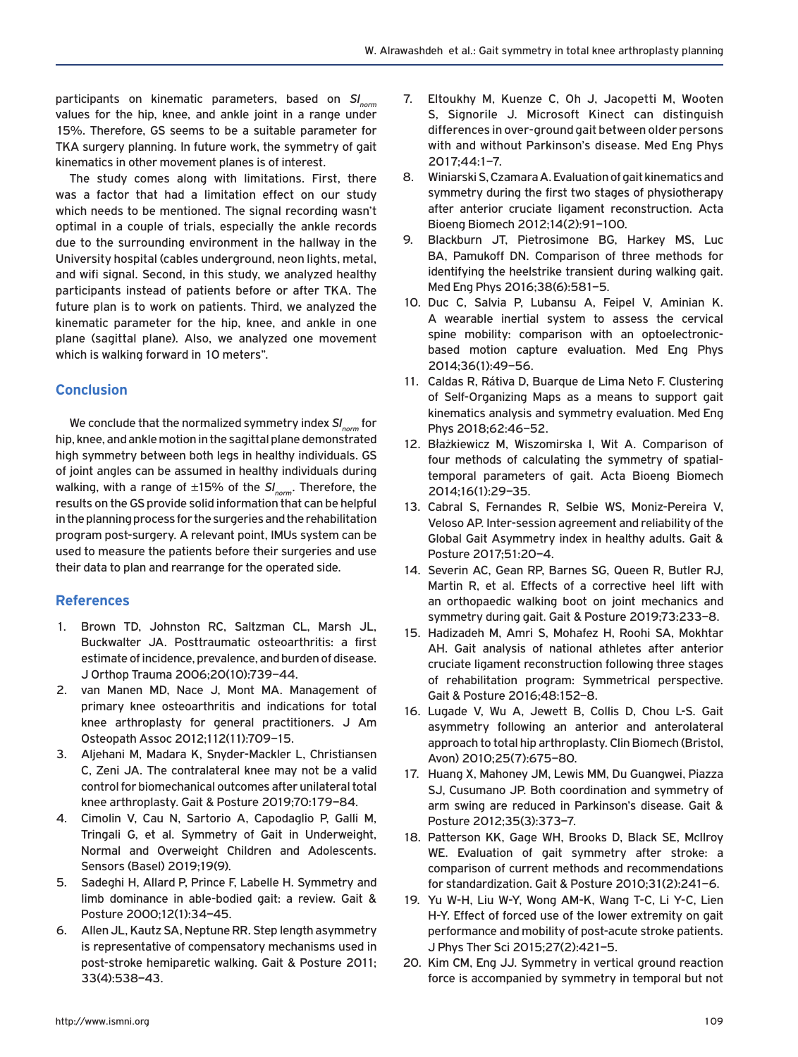participants on kinematic parameters, based on $SI_{norm}$ values for the hip, knee, and ankle joint in a range under 15%. Therefore, GS seems to be a suitable parameter for TKA surgery planning. In future work, the symmetry of gait kinematics in other movement planes is of interest.

The study comes along with limitations. First, there was a factor that had a limitation effect on our study which needs to be mentioned. The signal recording wasn't optimal in a couple of trials, especially the ankle records due to the surrounding environment in the hallway in the University hospital (cables underground, neon lights, metal, and wifi signal. Second, in this study, we analyzed healthy participants instead of patients before or after TKA. The future plan is to work on patients. Third, we analyzed the kinematic parameter for the hip, knee, and ankle in one plane (sagittal plane). Also, we analyzed one movement which is walking forward in 10 meters".

## Conclusion

We conclude that the normalized symmetry index $SI_{norm}$ for hip, knee, and ankle motion in the sagittal plane demonstrated high symmetry between both legs in healthy individuals. GS of joint angles can be assumed in healthy individuals during walking, with a range of ±15% of the $SI_{norm}$. Therefore, the results on the GS provide solid information that can be helpful in the planning process for the surgeries and the rehabilitation program post-surgery. A relevant point, IMUs system can be used to measure the patients before their surgeries and use their data to plan and rearrange for the operated side.

## References

1. Brown TD, Johnston RC, Saltzman CL, Marsh JL, Buckwalter JA. Posttraumatic osteoarthritis: a first estimate of incidence, prevalence, and burden of disease. J Orthop Trauma 2006;20(10):739–44.
2. van Manen MD, Nace J, Mont MA. Management of primary knee osteoarthritis and indications for total knee arthroplasty for general practitioners. J Am Osteopath Assoc 2012;112(11):709–15.
3. Aljehani M, Madara K, Snyder-Mackler L, Christiansen C, Zeni JA. The contralateral knee may not be a valid control for biomechanical outcomes after unilateral total knee arthroplasty. Gait & Posture 2019;70:179–84.
4. Cimolin V, Cau N, Sartorio A, Capodaglio P, Galli M, Tringali G, et al. Symmetry of Gait in Underweight, Normal and Overweight Children and Adolescents. Sensors (Basel) 2019;19(9).
5. Sadeghi H, Allard P, Prince F, Labelle H. Symmetry and limb dominance in able-bodied gait: a review. Gait & Posture 2000;12(1):34–45.
6. Allen JL, Kautz SA, Neptune RR. Step length asymmetry is representative of compensatory mechanisms used in post-stroke hemiparetic walking. Gait & Posture 2011; 33(4):538–43.
7. Eltoukhy M, Kuenze C, Oh J, Jacopetti M, Wooten S, Signorile J. Microsoft Kinect can distinguish differences in over-ground gait between older persons with and without Parkinson's disease. Med Eng Phys 2017;44:1–7.
8. Winiarski S, Czamara A. Evaluation of gait kinematics and symmetry during the first two stages of physiotherapy after anterior cruciate ligament reconstruction. Acta Bioeng Biomech 2012;14(2):91–100.
9. Blackburn JT, Pietrosimone BG, Harkey MS, Luc BA, Pamukoff DN. Comparison of three methods for identifying the heelstrike transient during walking gait. Med Eng Phys 2016;38(6):581–5.
10. Duc C, Salvia P, Lubansu A, Feipel V, Aminian K. A wearable inertial system to assess the cervical spine mobility: comparison with an optoelectronic-based motion capture evaluation. Med Eng Phys 2014;36(1):49–56.
11. Caldas R, Rátiva D, Buarque de Lima Neto F. Clustering of Self-Organizing Maps as a means to support gait kinematics analysis and symmetry evaluation. Med Eng Phys 2018;62:46–52.
12. Błażkiewicz M, Wiszomirska I, Wit A. Comparison of four methods of calculating the symmetry of spatial-temporal parameters of gait. Acta Bioeng Biomech 2014;16(1):29–35.
13. Cabral S, Fernandes R, Selbie WS, Moniz-Pereira V, Veloso AP. Inter-session agreement and reliability of the Global Gait Asymmetry index in healthy adults. Gait & Posture 2017;51:20–4.
14. Severin AC, Gean RP, Barnes SG, Queen R, Butler RJ, Martin R, et al. Effects of a corrective heel lift with an orthopaedic walking boot on joint mechanics and symmetry during gait. Gait & Posture 2019;73:233–8.
15. Hadizadeh M, Amri S, Mohafez H, Roohi SA, Mokhtar AH. Gait analysis of national athletes after anterior cruciate ligament reconstruction following three stages of rehabilitation program: Symmetrical perspective. Gait & Posture 2016;48:152–8.
16. Lugade V, Wu A, Jewett B, Collis D, Chou L-S. Gait asymmetry following an anterior and anterolateral approach to total hip arthroplasty. Clin Biomech (Bristol, Avon) 2010;25(7):675–80.
17. Huang X, Mahoney JM, Lewis MM, Du Guangwei, Piazza SJ, Cusumano JP. Both coordination and symmetry of arm swing are reduced in Parkinson's disease. Gait & Posture 2012;35(3):373–7.
18. Patterson KK, Gage WH, Brooks D, Black SE, McIlroy WE. Evaluation of gait symmetry after stroke: a comparison of current methods and recommendations for standardization. Gait & Posture 2010;31(2):241–6.
19. Yu W-H, Liu W-Y, Wong AM-K, Wang T-C, Li Y-C, Lien H-Y. Effect of forced use of the lower extremity on gait performance and mobility of post-acute stroke patients. J Phys Ther Sci 2015;27(2):421–5.
20. Kim CM, Eng JJ. Symmetry in vertical ground reaction force is accompanied by symmetry in temporal but not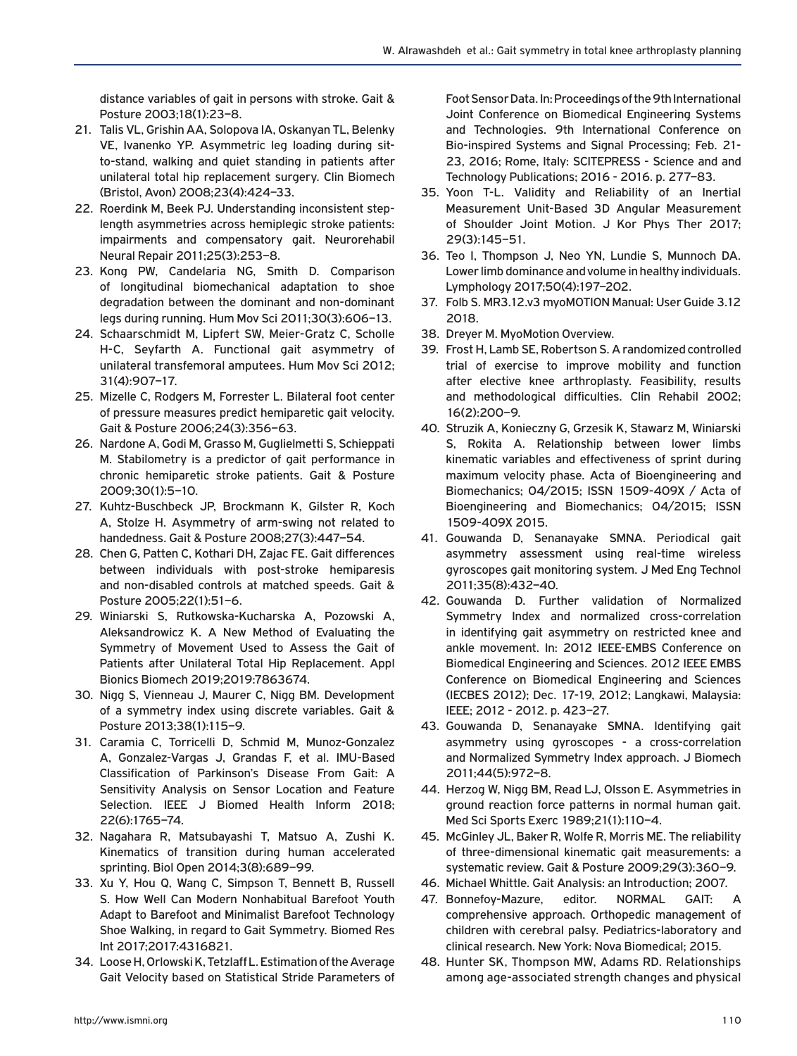distance variables of gait in persons with stroke. Gait & Posture 2003;18(1):23–8.

21. Talis VL, Grishin AA, Solopova IA, Oskanyan TL, Belenky VE, Ivanenko YP. Asymmetric leg loading during sit-to-stand, walking and quiet standing in patients after unilateral total hip replacement surgery. Clin Biomech (Bristol, Avon) 2008;23(4):424–33.
22. Roerdink M, Beek PJ. Understanding inconsistent step-length asymmetries across hemiplegic stroke patients: impairments and compensatory gait. Neurorehabil Neural Repair 2011;25(3):253–8.
23. Kong PW, Candelaria NG, Smith D. Comparison of longitudinal biomechanical adaptation to shoe degradation between the dominant and non-dominant legs during running. Hum Mov Sci 2011;30(3):606–13.
24. Schaarschmidt M, Lipfert SW, Meier-Gratz C, Scholle H-C, Seyfarth A. Functional gait asymmetry of unilateral transfemoral amputees. Hum Mov Sci 2012; 31(4):907–17.
25. Mizelle C, Rodgers M, Forrester L. Bilateral foot center of pressure measures predict hemiparetic gait velocity. Gait & Posture 2006;24(3):356–63.
26. Nardone A, Godi M, Grasso M, Guglielmetti S, Schieppati M. Stabilometry is a predictor of gait performance in chronic hemiparetic stroke patients. Gait & Posture 2009;30(1):5–10.
27. Kuhtz-Buschbeck JP, Brockmann K, Gilster R, Koch A, Stolze H. Asymmetry of arm-swing not related to handedness. Gait & Posture 2008;27(3):447–54.
28. Chen G, Patten C, Kothari DH, Zajac FE. Gait differences between individuals with post-stroke hemiparesis and non-disabled controls at matched speeds. Gait & Posture 2005;22(1):51–6.
29. Winiarski S, Rutkowska-Kucharska A, Pozowski A, Aleksandrowicz K. A New Method of Evaluating the Symmetry of Movement Used to Assess the Gait of Patients after Unilateral Total Hip Replacement. Appl Bionics Biomech 2019;2019:7863674.
30. Nigg S, Vienneau J, Maurer C, Nigg BM. Development of a symmetry index using discrete variables. Gait & Posture 2013;38(1):115–9.
31. Caramia C, Torricelli D, Schmid M, Munoz-Gonzalez A, Gonzalez-Vargas J, Grandas F, et al. IMU-Based Classification of Parkinson's Disease From Gait: A Sensitivity Analysis on Sensor Location and Feature Selection. IEEE J Biomed Health Inform 2018; 22(6):1765–74.
32. Nagahara R, Matsubayashi T, Matsuo A, Zushi K. Kinematics of transition during human accelerated sprinting. Biol Open 2014;3(8):689–99.
33. Xu Y, Hou Q, Wang C, Simpson T, Bennett B, Russell S. How Well Can Modern Nonhabitual Barefoot Youth Adapt to Barefoot and Minimalist Barefoot Technology Shoe Walking, in regard to Gait Symmetry. Biomed Res Int 2017;2017:4316821.
34. Loose H, Orlowski K, Tetzlaff L. Estimation of the Average Gait Velocity based on Statistical Stride Parameters of Foot Sensor Data. In: Proceedings of the 9th International Joint Conference on Biomedical Engineering Systems and Technologies. 9th International Conference on Bio-inspired Systems and Signal Processing; Feb. 21-23, 2016; Rome, Italy: SCITEPRESS - Science and and Technology Publications; 2016 - 2016. p. 277–83.
35. Yoon T-L. Validity and Reliability of an Inertial Measurement Unit-Based 3D Angular Measurement of Shoulder Joint Motion. J Kor Phys Ther 2017; 29(3):145–51.
36. Teo I, Thompson J, Neo YN, Lundie S, Munnoch DA. Lower limb dominance and volume in healthy individuals. Lymphology 2017;50(4):197–202.
37. Folb S. MR3.12.v3 myoMOTION Manual: User Guide 3.12 2018.
38. Dreyer M. MyoMotion Overview.
39. Frost H, Lamb SE, Robertson S. A randomized controlled trial of exercise to improve mobility and function after elective knee arthroplasty. Feasibility, results and methodological difficulties. Clin Rehabil 2002; 16(2):200–9.
40. Struzik A, Konieczny G, Grzesik K, Stawarz M, Winiarski S, Rokita A. Relationship between lower limbs kinematic variables and effectiveness of sprint during maximum velocity phase. Acta of Bioengineering and Biomechanics; 04/2015; ISSN 1509-409X / Acta of Bioengineering and Biomechanics; 04/2015; ISSN 1509-409X 2015.
41. Gouwanda D, Senanayake SMNA. Periodical gait asymmetry assessment using real-time wireless gyroscopes gait monitoring system. J Med Eng Technol 2011;35(8):432–40.
42. Gouwanda D. Further validation of Normalized Symmetry Index and normalized cross-correlation in identifying gait asymmetry on restricted knee and ankle movement. In: 2012 IEEE-EMBS Conference on Biomedical Engineering and Sciences. 2012 IEEE EMBS Conference on Biomedical Engineering and Sciences (IECBES 2012); Dec. 17-19, 2012; Langkawi, Malaysia: IEEE; 2012 - 2012. p. 423–27.
43. Gouwanda D, Senanayake SMNA. Identifying gait asymmetry using gyroscopes - a cross-correlation and Normalized Symmetry Index approach. J Biomech 2011;44(5):972–8.
44. Herzog W, Nigg BM, Read LJ, Olsson E. Asymmetries in ground reaction force patterns in normal human gait. Med Sci Sports Exerc 1989;21(1):110–4.
45. McGinley JL, Baker R, Wolfe R, Morris ME. The reliability of three-dimensional kinematic gait measurements: a systematic review. Gait & Posture 2009;29(3):360–9.
46. Michael Whittle. Gait Analysis: an Introduction; 2007.
47. Bonnefoy-Mazure, editor. NORMAL GAIT: A comprehensive approach. Orthopedic management of children with cerebral palsy. Pediatrics-laboratory and clinical research. New York: Nova Biomedical; 2015.
48. Hunter SK, Thompson MW, Adams RD. Relationships among age-associated strength changes and physical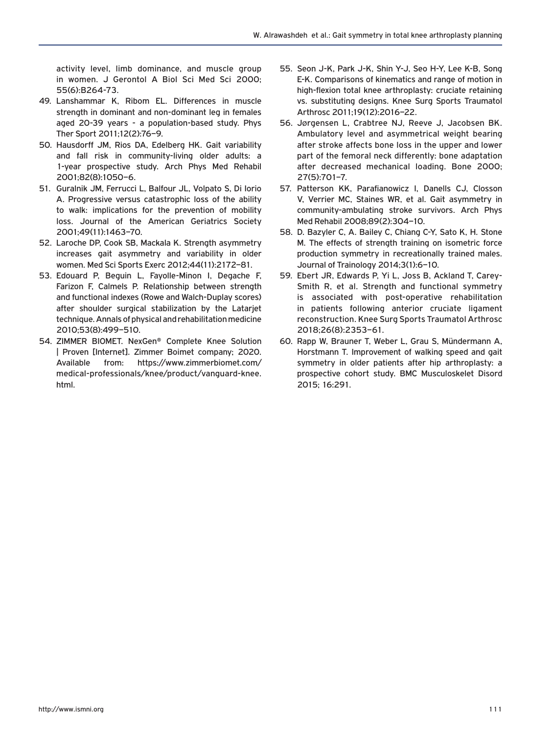activity level, limb dominance, and muscle group in women. J Gerontol A Biol Sci Med Sci 2000; 55(6):B264-73.

49. Lanshammar K, Ribom EL. Differences in muscle strength in dominant and non-dominant leg in females aged 20-39 years - a population-based study. Phys Ther Sport 2011;12(2):76–9.
50. Hausdorff JM, Rios DA, Edelberg HK. Gait variability and fall risk in community-living older adults: a 1-year prospective study. Arch Phys Med Rehabil 2001;82(8):1050–6.
51. Guralnik JM, Ferrucci L, Balfour JL, Volpato S, Di Iorio A. Progressive versus catastrophic loss of the ability to walk: implications for the prevention of mobility loss. Journal of the American Geriatrics Society 2001;49(11):1463–70.
52. Laroche DP, Cook SB, Mackala K. Strength asymmetry increases gait asymmetry and variability in older women. Med Sci Sports Exerc 2012;44(11):2172–81.
53. Edouard P, Beguin L, Fayolle-Minon I, Degache F, Farizon F, Calmels P. Relationship between strength and functional indexes (Rowe and Walch-Duplay scores) after shoulder surgical stabilization by the Latarjet technique. Annals of physical and rehabilitation medicine 2010;53(8):499–510.
54. ZIMMER BIOMET. NexGen® Complete Knee Solution | Proven [Internet]. Zimmer Boimet company; 2020. Available from: https://www.zimmerbiomet.com/medical-professionals/knee/product/vanguard-knee.html.
55. Seon J-K, Park J-K, Shin Y-J, Seo H-Y, Lee K-B, Song E-K. Comparisons of kinematics and range of motion in high-flexion total knee arthroplasty: cruciate retaining vs. substituting designs. Knee Surg Sports Traumatol Arthrosc 2011;19(12):2016–22.
56. Jørgensen L, Crabtree NJ, Reeve J, Jacobsen BK. Ambulatory level and asymmetrical weight bearing after stroke affects bone loss in the upper and lower part of the femoral neck differently: bone adaptation after decreased mechanical loading. Bone 2000; 27(5):701–7.
57. Patterson KK, Parafianowicz I, Danells CJ, Closson V, Verrier MC, Staines WR, et al. Gait asymmetry in community-ambulating stroke survivors. Arch Phys Med Rehabil 2008;89(2):304–10.
58. D. Bazyler C, A. Bailey C, Chiang C-Y, Sato K, H. Stone M. The effects of strength training on isometric force production symmetry in recreationally trained males. Journal of Trainology 2014;3(1):6–10.
59. Ebert JR, Edwards P, Yi L, Joss B, Ackland T, Carey-Smith R, et al. Strength and functional symmetry is associated with post-operative rehabilitation in patients following anterior cruciate ligament reconstruction. Knee Surg Sports Traumatol Arthrosc 2018;26(8):2353–61.
60. Rapp W, Brauner T, Weber L, Grau S, Mündermann A, Horstmann T. Improvement of walking speed and gait symmetry in older patients after hip arthroplasty: a prospective cohort study. BMC Musculoskelet Disord 2015; 16:291.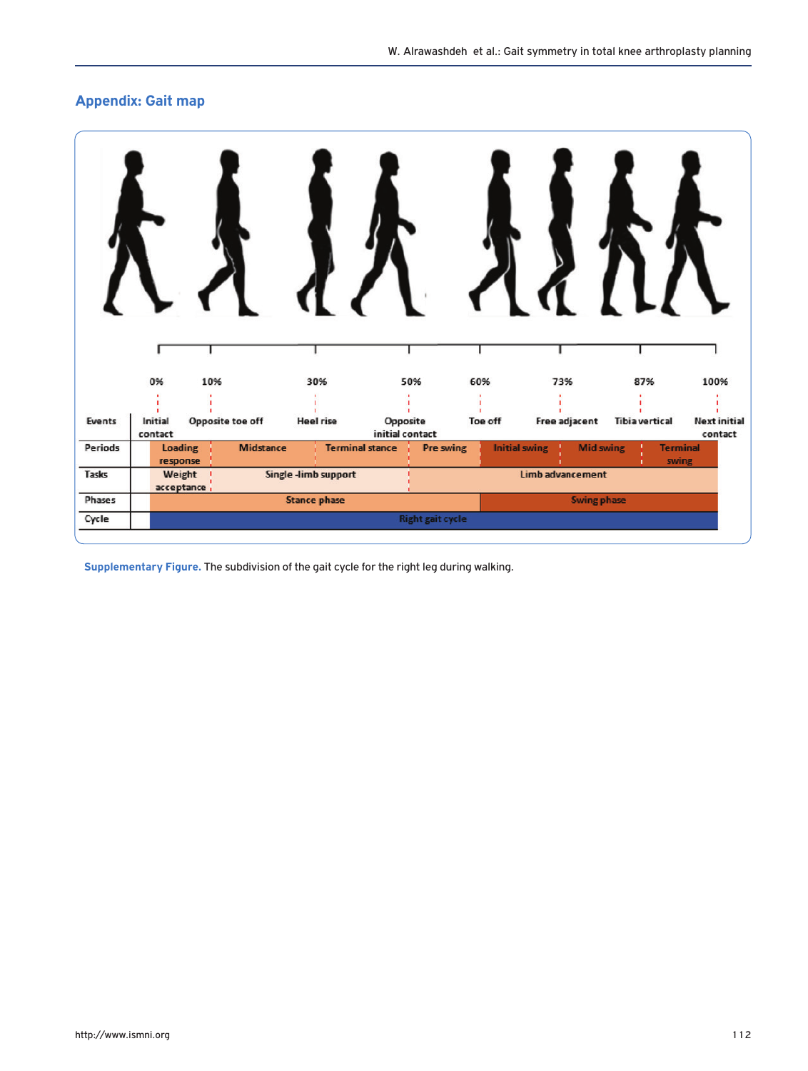## Appendix: Gait map

0% 10% 30% 50% 60% 73% 87% 100%

Events: Initial contact, Opposite toe off, Heel rise, Opposite initial contact, Toe off, Free adjacent, Tibia vertical, Next initial contact

Periods: Loading response, Midstance, Terminal stance, Pre swing, Initial swing, Mid swing, Terminal swing

Tasks: Weight acceptance, Single -limb support, Limb advancement

Phases: Stance phase, Swing phase

Cycle: Right gait cycle

**Supplementary Figure.** The subdivision of the gait cycle for the right leg during walking.